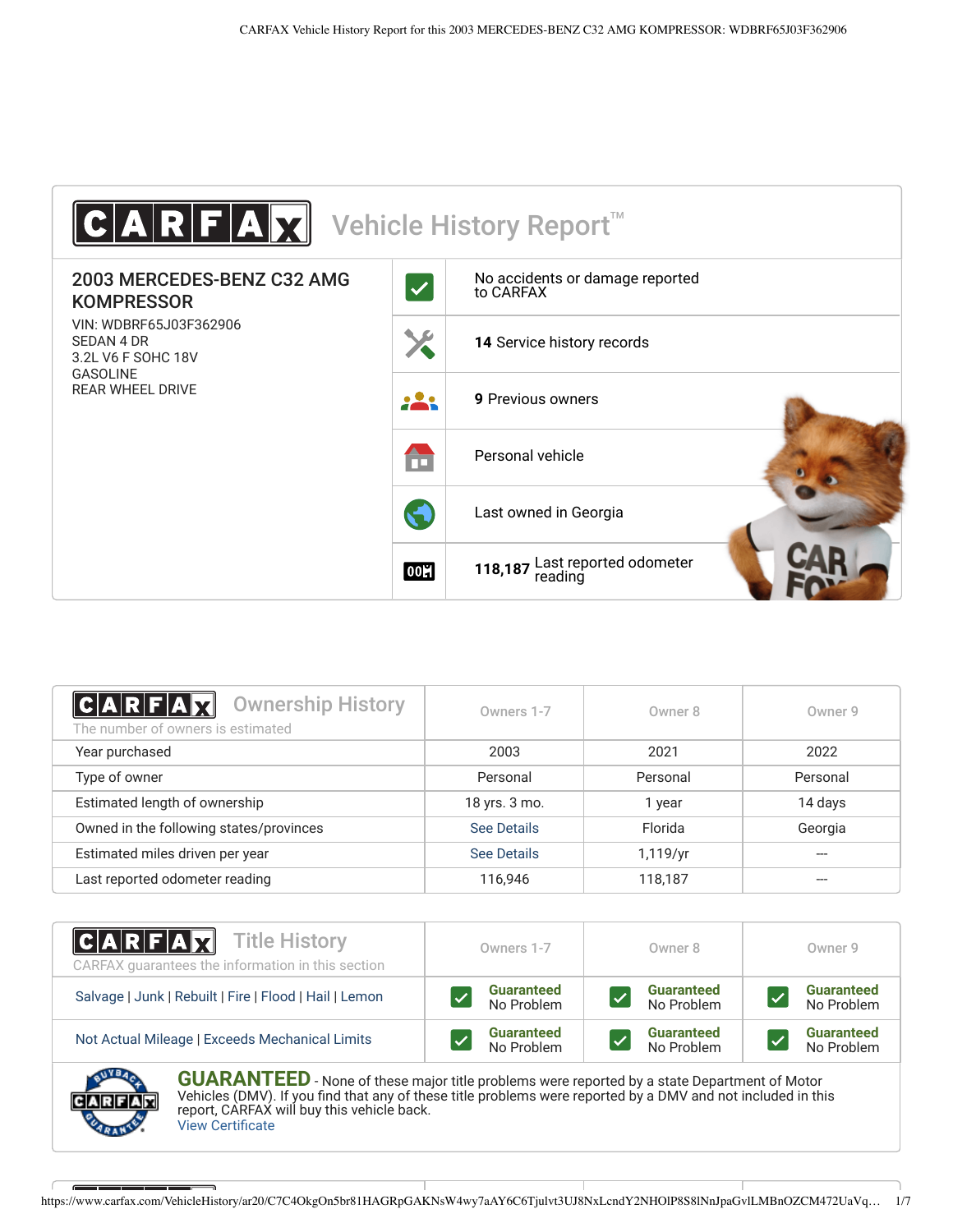# CARFAX Vehicle History Report™

## 2003 MERCEDES-BENZ C32 AMG KOMPRESSOR

VIN: WDBRF65J03F362906
SEDAN 4 DR
3.2L V6 F SOHC 18V
GASOLINE
REAR WHEEL DRIVE

- No accidents or damage reported to CARFAX
- **14** Service history records
- **9** Previous owners
- Personal vehicle
- Last owned in Georgia
- **118,187** Last reported odometer reading

## CARFAX Ownership History

The number of owners is estimated

| | Owners 1-7 | Owner 8 | Owner 9 |
|---|---|---|---|
| Year purchased | 2003 | 2021 | 2022 |
| Type of owner | Personal | Personal | Personal |
| Estimated length of ownership | 18 yrs. 3 mo. | 1 year | 14 days |
| Owned in the following states/provinces | See Details | Florida | Georgia |
| Estimated miles driven per year | See Details | 1,119/yr | --- |
| Last reported odometer reading | 116,946 | 118,187 | --- |

## CARFAX Title History

CARFAX guarantees the information in this section

| | Owners 1-7 | Owner 8 | Owner 9 |
|---|---|---|---|
| Salvage \| Junk \| Rebuilt \| Fire \| Flood \| Hail \| Lemon | Guaranteed No Problem | Guaranteed No Problem | Guaranteed No Problem |
| Not Actual Mileage \| Exceeds Mechanical Limits | Guaranteed No Problem | Guaranteed No Problem | Guaranteed No Problem |

**GUARANTEED** - None of these major title problems were reported by a state Department of Motor Vehicles (DMV). If you find that any of these title problems were reported by a DMV and not included in this report, CARFAX will buy this vehicle back.
View Certificate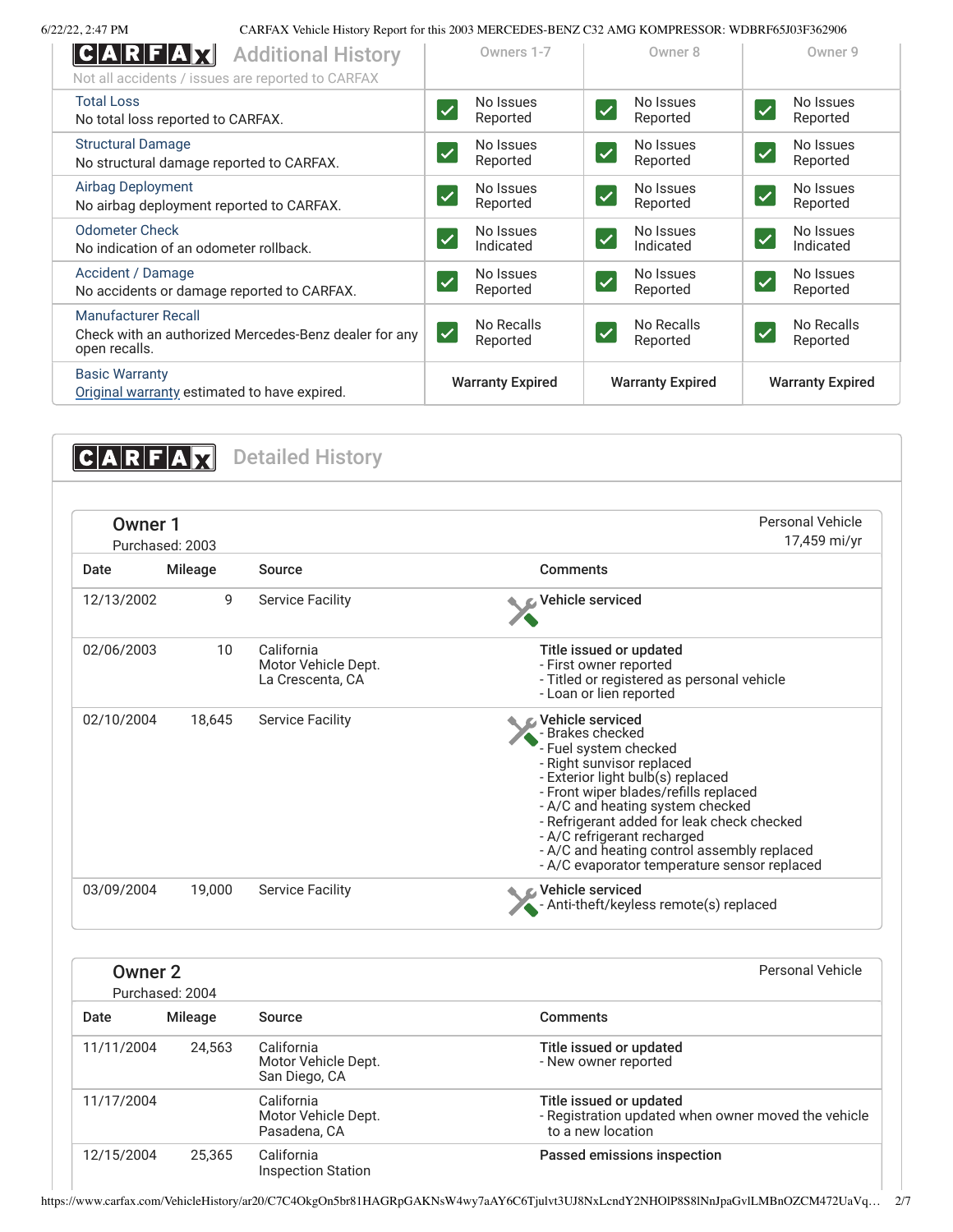## CARFAX Additional History

Not all accidents / issues are reported to CARFAX

| | Owners 1-7 | Owner 8 | Owner 9 |
|---|---|---|---|
| **Total Loss**<br>No total loss reported to CARFAX. | No Issues Reported | No Issues Reported | No Issues Reported |
| **Structural Damage**<br>No structural damage reported to CARFAX. | No Issues Reported | No Issues Reported | No Issues Reported |
| **Airbag Deployment**<br>No airbag deployment reported to CARFAX. | No Issues Reported | No Issues Reported | No Issues Reported |
| **Odometer Check**<br>No indication of an odometer rollback. | No Issues Indicated | No Issues Indicated | No Issues Indicated |
| **Accident / Damage**<br>No accidents or damage reported to CARFAX. | No Issues Reported | No Issues Reported | No Issues Reported |
| **Manufacturer Recall**<br>Check with an authorized Mercedes-Benz dealer for any open recalls. | No Recalls Reported | No Recalls Reported | No Recalls Reported |
| **Basic Warranty**<br>Original warranty estimated to have expired. | Warranty Expired | Warranty Expired | Warranty Expired |

## CARFAX Detailed History

### Owner 1

Purchased: 2003

Personal Vehicle
17,459 mi/yr

| Date | Mileage | Source | Comments |
|---|---|---|---|
| 12/13/2002 | 9 | Service Facility | **Vehicle serviced** |
| 02/06/2003 | 10 | California Motor Vehicle Dept. La Crescenta, CA | **Title issued or updated**<br>- First owner reported<br>- Titled or registered as personal vehicle<br>- Loan or lien reported |
| 02/10/2004 | 18,645 | Service Facility | **Vehicle serviced**<br>- Brakes checked<br>- Fuel system checked<br>- Right sunvisor replaced<br>- Exterior light bulb(s) replaced<br>- Front wiper blades/refills replaced<br>- A/C and heating system checked<br>- Refrigerant added for leak check checked<br>- A/C refrigerant recharged<br>- A/C and heating control assembly replaced<br>- A/C evaporator temperature sensor replaced |
| 03/09/2004 | 19,000 | Service Facility | **Vehicle serviced**<br>- Anti-theft/keyless remote(s) replaced |

### Owner 2

Purchased: 2004

Personal Vehicle

| Date | Mileage | Source | Comments |
|---|---|---|---|
| 11/11/2004 | 24,563 | California Motor Vehicle Dept. San Diego, CA | **Title issued or updated**<br>- New owner reported |
| 11/17/2004 | | California Motor Vehicle Dept. Pasadena, CA | **Title issued or updated**<br>- Registration updated when owner moved the vehicle to a new location |
| 12/15/2004 | 25,365 | California Inspection Station | **Passed emissions inspection** |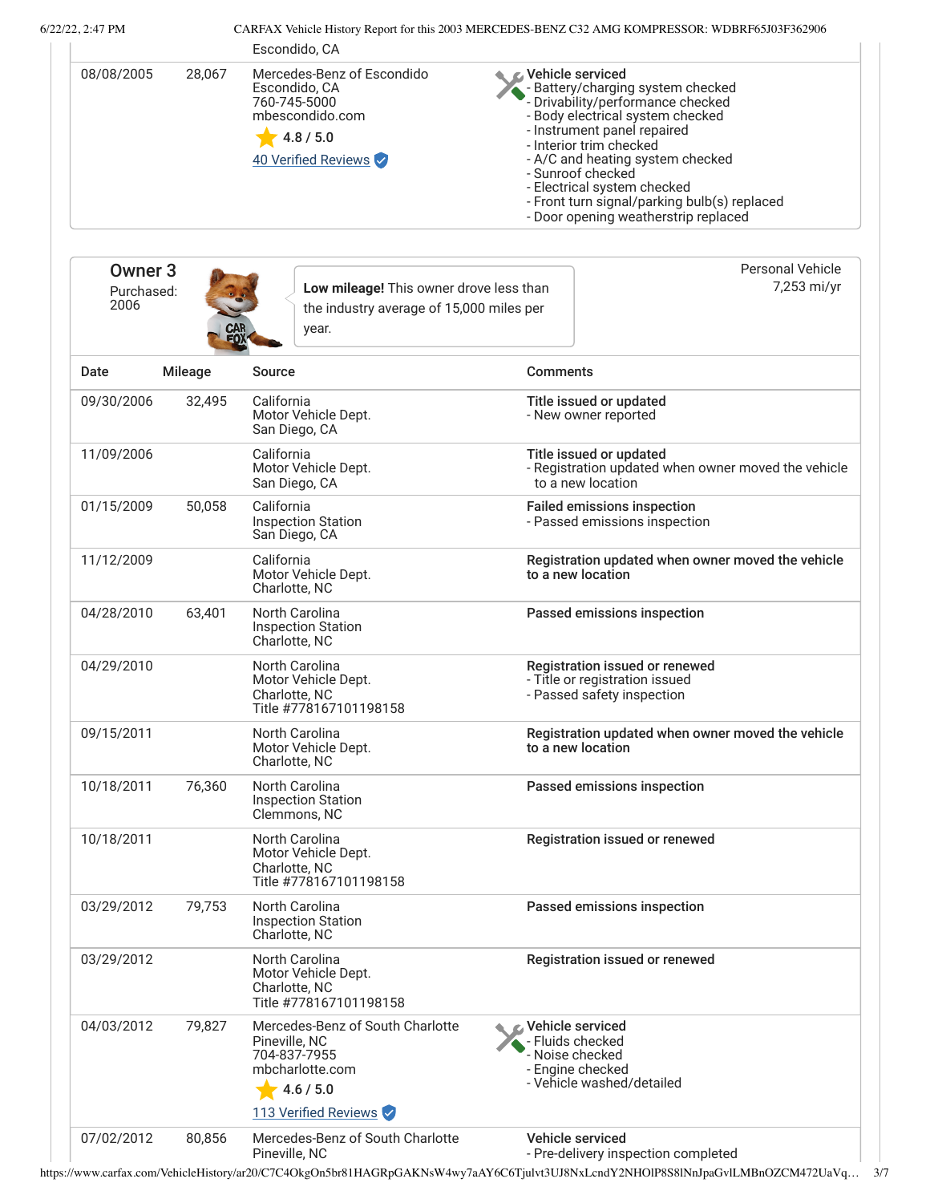| Date | Mileage | Source | Comments |
|---|---|---|---|
| | | Escondido, CA | |
| 08/08/2005 | 28,067 | Mercedes-Benz of Escondido<br>Escondido, CA<br>760-745-5000<br>mbescondido.com<br>4.8 / 5.0<br>40 Verified Reviews | **Vehicle serviced**<br>- Battery/charging system checked<br>- Drivability/performance checked<br>- Body electrical system checked<br>- Instrument panel repaired<br>- Interior trim checked<br>- A/C and heating system checked<br>- Sunroof checked<br>- Electrical system checked<br>- Front turn signal/parking bulb(s) replaced<br>- Door opening weatherstrip replaced |

## Owner 3

Purchased: 2006

**Low mileage!** This owner drove less than the industry average of 15,000 miles per year.

Personal Vehicle
7,253 mi/yr

| Date | Mileage | Source | Comments |
|---|---|---|---|
| 09/30/2006 | 32,495 | California<br>Motor Vehicle Dept.<br>San Diego, CA | **Title issued or updated**<br>- New owner reported |
| 11/09/2006 | | California<br>Motor Vehicle Dept.<br>San Diego, CA | **Title issued or updated**<br>- Registration updated when owner moved the vehicle to a new location |
| 01/15/2009 | 50,058 | California<br>Inspection Station<br>San Diego, CA | **Failed emissions inspection**<br>- Passed emissions inspection |
| 11/12/2009 | | California<br>Motor Vehicle Dept.<br>Charlotte, NC | **Registration updated when owner moved the vehicle to a new location** |
| 04/28/2010 | 63,401 | North Carolina<br>Inspection Station<br>Charlotte, NC | **Passed emissions inspection** |
| 04/29/2010 | | North Carolina<br>Motor Vehicle Dept.<br>Charlotte, NC<br>Title #778167101198158 | **Registration issued or renewed**<br>- Title or registration issued<br>- Passed safety inspection |
| 09/15/2011 | | North Carolina<br>Motor Vehicle Dept.<br>Charlotte, NC | **Registration updated when owner moved the vehicle to a new location** |
| 10/18/2011 | 76,360 | North Carolina<br>Inspection Station<br>Clemmons, NC | **Passed emissions inspection** |
| 10/18/2011 | | North Carolina<br>Motor Vehicle Dept.<br>Charlotte, NC<br>Title #778167101198158 | **Registration issued or renewed** |
| 03/29/2012 | 79,753 | North Carolina<br>Inspection Station<br>Charlotte, NC | **Passed emissions inspection** |
| 03/29/2012 | | North Carolina<br>Motor Vehicle Dept.<br>Charlotte, NC<br>Title #778167101198158 | **Registration issued or renewed** |
| 04/03/2012 | 79,827 | Mercedes-Benz of South Charlotte<br>Pineville, NC<br>704-837-7955<br>mbcharlotte.com<br>4.6 / 5.0<br>113 Verified Reviews | **Vehicle serviced**<br>- Fluids checked<br>- Noise checked<br>- Engine checked<br>- Vehicle washed/detailed |
| 07/02/2012 | 80,856 | Mercedes-Benz of South Charlotte<br>Pineville, NC | **Vehicle serviced**<br>- Pre-delivery inspection completed |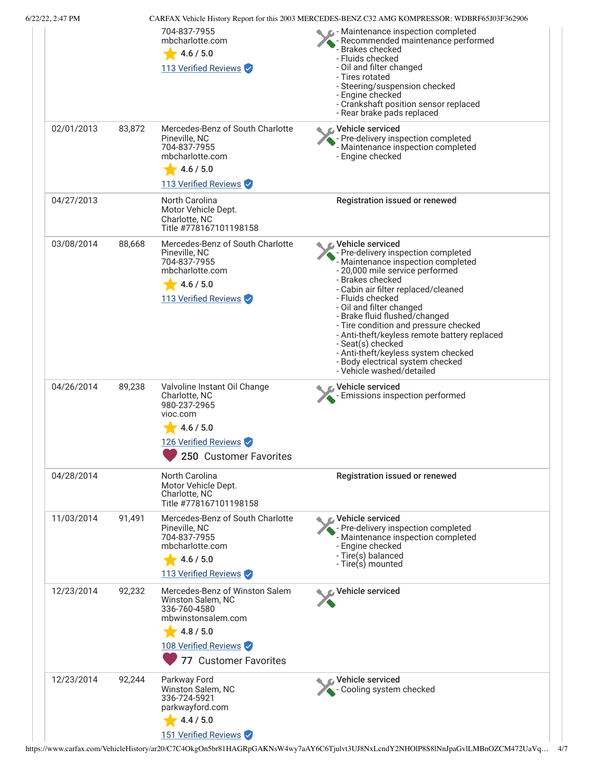| Date | Mileage | Source | Comments |
|---|---|---|---|
| | | 704-837-7955<br>mbcharlotte.com<br>4.6 / 5.0<br>113 Verified Reviews | - Maintenance inspection completed<br>- Recommended maintenance performed<br>- Brakes checked<br>- Fluids checked<br>- Oil and filter changed<br>- Tires rotated<br>- Steering/suspension checked<br>- Engine checked<br>- Crankshaft position sensor replaced<br>- Rear brake pads replaced |
| 02/01/2013 | 83,872 | Mercedes-Benz of South Charlotte<br>Pineville, NC<br>704-837-7955<br>mbcharlotte.com<br>4.6 / 5.0<br>113 Verified Reviews | **Vehicle serviced**<br>- Pre-delivery inspection completed<br>- Maintenance inspection completed<br>- Engine checked |
| 04/27/2013 | | North Carolina<br>Motor Vehicle Dept.<br>Charlotte, NC<br>Title #778167101198158 | **Registration issued or renewed** |
| 03/08/2014 | 88,668 | Mercedes-Benz of South Charlotte<br>Pineville, NC<br>704-837-7955<br>mbcharlotte.com<br>4.6 / 5.0<br>113 Verified Reviews | **Vehicle serviced**<br>- Pre-delivery inspection completed<br>- Maintenance inspection completed<br>- 20,000 mile service performed<br>- Brakes checked<br>- Cabin air filter replaced/cleaned<br>- Fluids checked<br>- Oil and filter changed<br>- Brake fluid flushed/changed<br>- Tire condition and pressure checked<br>- Anti-theft/keyless remote battery replaced<br>- Seat(s) checked<br>- Anti-theft/keyless system checked<br>- Body electrical system checked<br>- Vehicle washed/detailed |
| 04/26/2014 | 89,238 | Valvoline Instant Oil Change<br>Charlotte, NC<br>980-237-2965<br>vioc.com<br>4.6 / 5.0<br>126 Verified Reviews<br>250 Customer Favorites | **Vehicle serviced**<br>- Emissions inspection performed |
| 04/28/2014 | | North Carolina<br>Motor Vehicle Dept.<br>Charlotte, NC<br>Title #778167101198158 | **Registration issued or renewed** |
| 11/03/2014 | 91,491 | Mercedes-Benz of South Charlotte<br>Pineville, NC<br>704-837-7955<br>mbcharlotte.com<br>4.6 / 5.0<br>113 Verified Reviews | **Vehicle serviced**<br>- Pre-delivery inspection completed<br>- Maintenance inspection completed<br>- Engine checked<br>- Tire(s) balanced<br>- Tire(s) mounted |
| 12/23/2014 | 92,232 | Mercedes-Benz of Winston Salem<br>Winston Salem, NC<br>336-760-4580<br>mbwinstonsalem.com<br>4.8 / 5.0<br>108 Verified Reviews<br>77 Customer Favorites | **Vehicle serviced** |
| 12/23/2014 | 92,244 | Parkway Ford<br>Winston Salem, NC<br>336-724-5921<br>parkwayford.com<br>4.4 / 5.0<br>151 Verified Reviews | **Vehicle serviced**<br>- Cooling system checked |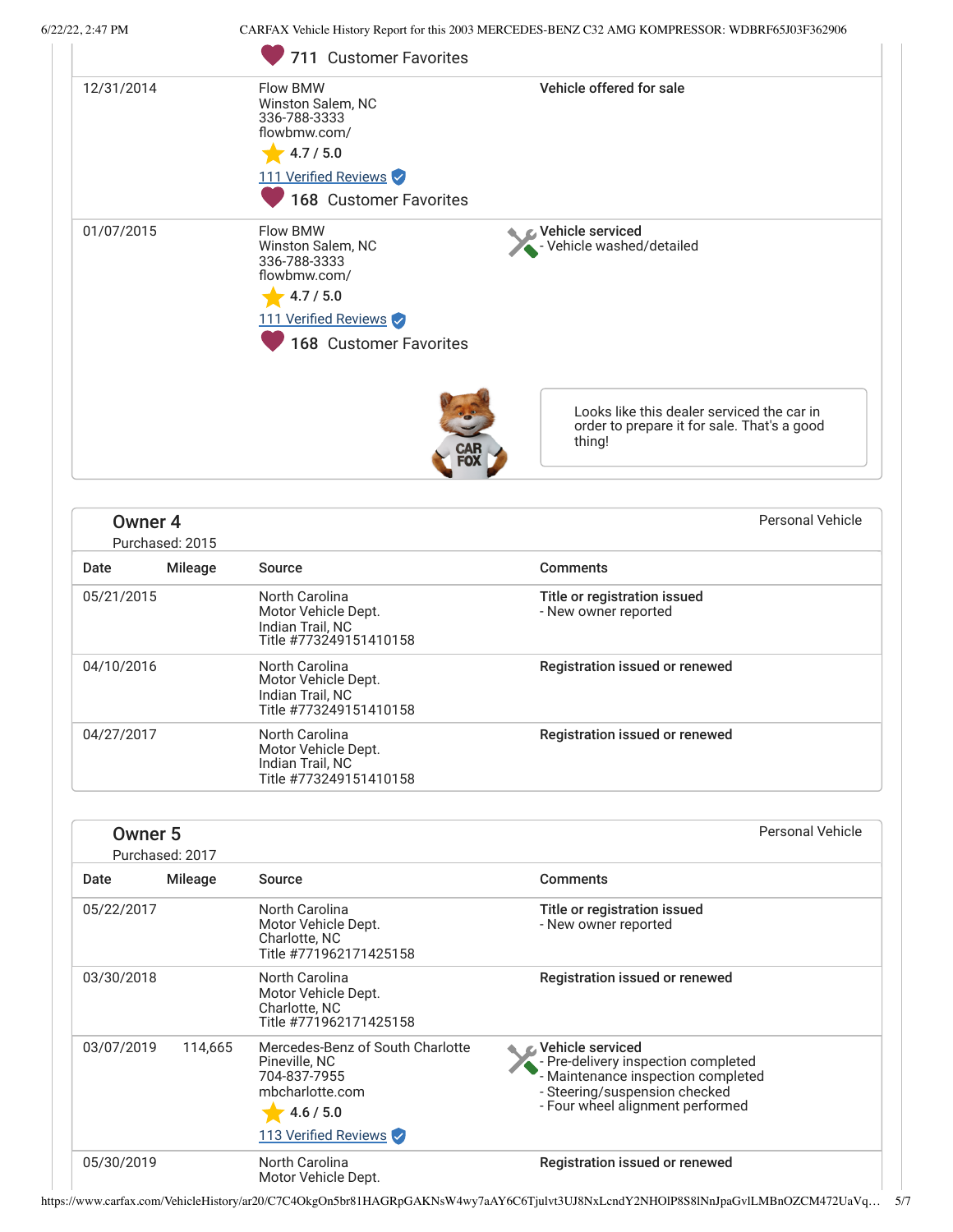| | | | |
|---|---|---|---|
| | | 711 Customer Favorites | |
| 12/31/2014 | | Flow BMW<br>Winston Salem, NC<br>336-788-3333<br>flowbmw.com/<br>4.7 / 5.0<br>111 Verified Reviews<br>168 Customer Favorites | **Vehicle offered for sale** |
| 01/07/2015 | | Flow BMW<br>Winston Salem, NC<br>336-788-3333<br>flowbmw.com/<br>4.7 / 5.0<br>111 Verified Reviews<br>168 Customer Favorites | **Vehicle serviced**<br>- Vehicle washed/detailed |

Looks like this dealer serviced the car in order to prepare it for sale. That's a good thing!

## Owner 4

Purchased: 2015

Personal Vehicle

| Date | Mileage | Source | Comments |
|---|---|---|---|
| 05/21/2015 | | North Carolina<br>Motor Vehicle Dept.<br>Indian Trail, NC<br>Title #773249151410158 | **Title or registration issued**<br>- New owner reported |
| 04/10/2016 | | North Carolina<br>Motor Vehicle Dept.<br>Indian Trail, NC<br>Title #773249151410158 | **Registration issued or renewed** |
| 04/27/2017 | | North Carolina<br>Motor Vehicle Dept.<br>Indian Trail, NC<br>Title #773249151410158 | **Registration issued or renewed** |

## Owner 5

Purchased: 2017

Personal Vehicle

| Date | Mileage | Source | Comments |
|---|---|---|---|
| 05/22/2017 | | North Carolina<br>Motor Vehicle Dept.<br>Charlotte, NC<br>Title #771962171425158 | **Title or registration issued**<br>- New owner reported |
| 03/30/2018 | | North Carolina<br>Motor Vehicle Dept.<br>Charlotte, NC<br>Title #771962171425158 | **Registration issued or renewed** |
| 03/07/2019 | 114,665 | Mercedes-Benz of South Charlotte<br>Pineville, NC<br>704-837-7955<br>mbcharlotte.com<br>4.6 / 5.0<br>113 Verified Reviews | **Vehicle serviced**<br>- Pre-delivery inspection completed<br>- Maintenance inspection completed<br>- Steering/suspension checked<br>- Four wheel alignment performed |
| 05/30/2019 | | North Carolina<br>Motor Vehicle Dept. | **Registration issued or renewed** |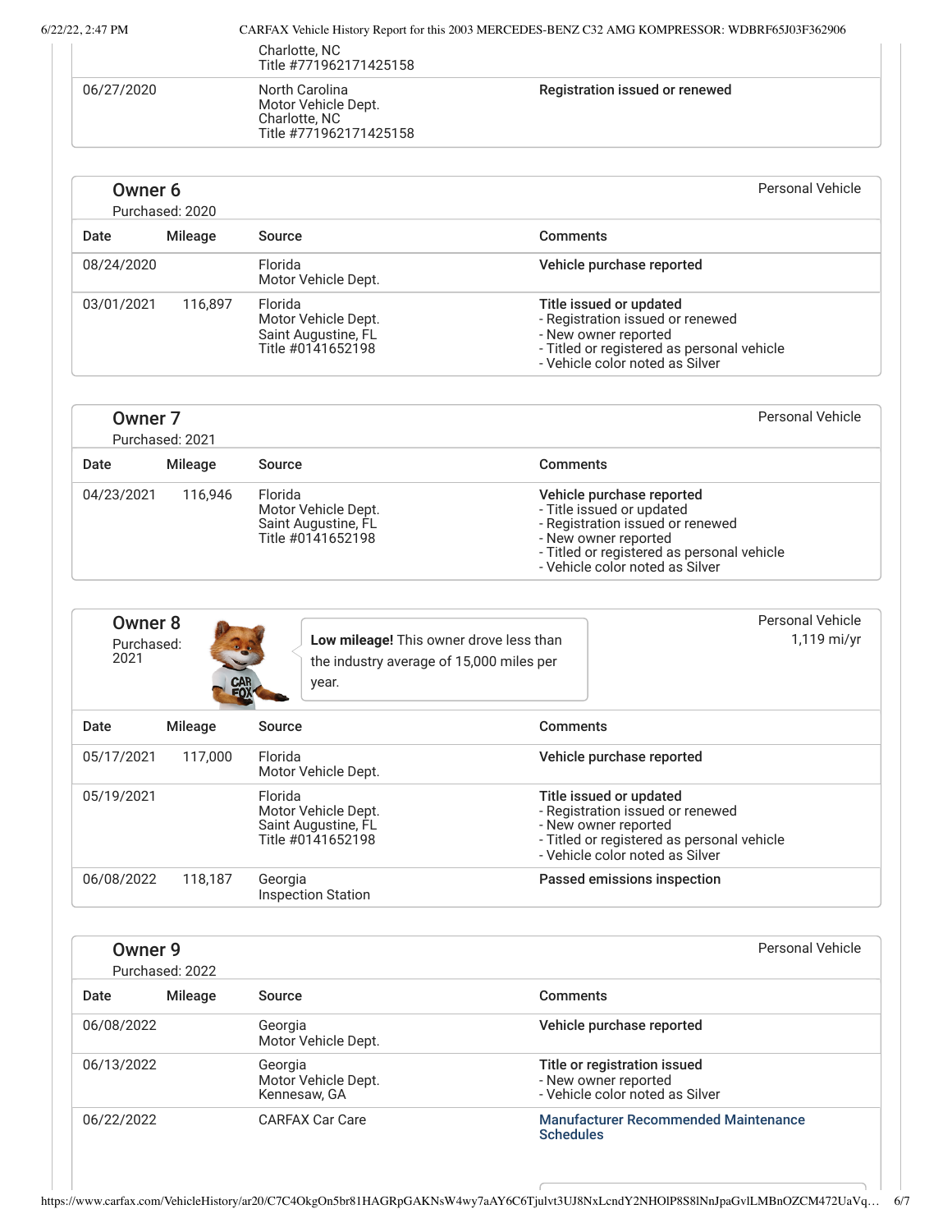| | | | |
|---|---|---|---|
| | | Charlotte, NC<br>Title #771962171425158 | |
| 06/27/2020 | | North Carolina<br>Motor Vehicle Dept.<br>Charlotte, NC<br>Title #771962171425158 | **Registration issued or renewed** |

## Owner 6

Purchased: 2020

Personal Vehicle

| Date | Mileage | Source | Comments |
|---|---|---|---|
| 08/24/2020 | | Florida<br>Motor Vehicle Dept. | **Vehicle purchase reported** |
| 03/01/2021 | 116,897 | Florida<br>Motor Vehicle Dept.<br>Saint Augustine, FL<br>Title #0141652198 | **Title issued or updated**<br>- Registration issued or renewed<br>- New owner reported<br>- Titled or registered as personal vehicle<br>- Vehicle color noted as Silver |

## Owner 7

Purchased: 2021

Personal Vehicle

| Date | Mileage | Source | Comments |
|---|---|---|---|
| 04/23/2021 | 116,946 | Florida<br>Motor Vehicle Dept.<br>Saint Augustine, FL<br>Title #0141652198 | **Vehicle purchase reported**<br>- Title issued or updated<br>- Registration issued or renewed<br>- New owner reported<br>- Titled or registered as personal vehicle<br>- Vehicle color noted as Silver |

## Owner 8

Purchased: 2021

**Low mileage!** This owner drove less than the industry average of 15,000 miles per year.

Personal Vehicle
1,119 mi/yr

| Date | Mileage | Source | Comments |
|---|---|---|---|
| 05/17/2021 | 117,000 | Florida<br>Motor Vehicle Dept. | **Vehicle purchase reported** |
| 05/19/2021 | | Florida<br>Motor Vehicle Dept.<br>Saint Augustine, FL<br>Title #0141652198 | **Title issued or updated**<br>- Registration issued or renewed<br>- New owner reported<br>- Titled or registered as personal vehicle<br>- Vehicle color noted as Silver |
| 06/08/2022 | 118,187 | Georgia<br>Inspection Station | **Passed emissions inspection** |

## Owner 9

Purchased: 2022

Personal Vehicle

| Date | Mileage | Source | Comments |
|---|---|---|---|
| 06/08/2022 | | Georgia<br>Motor Vehicle Dept. | **Vehicle purchase reported** |
| 06/13/2022 | | Georgia<br>Motor Vehicle Dept.<br>Kennesaw, GA | **Title or registration issued**<br>- New owner reported<br>- Vehicle color noted as Silver |
| 06/22/2022 | | CARFAX Car Care | Manufacturer Recommended Maintenance Schedules |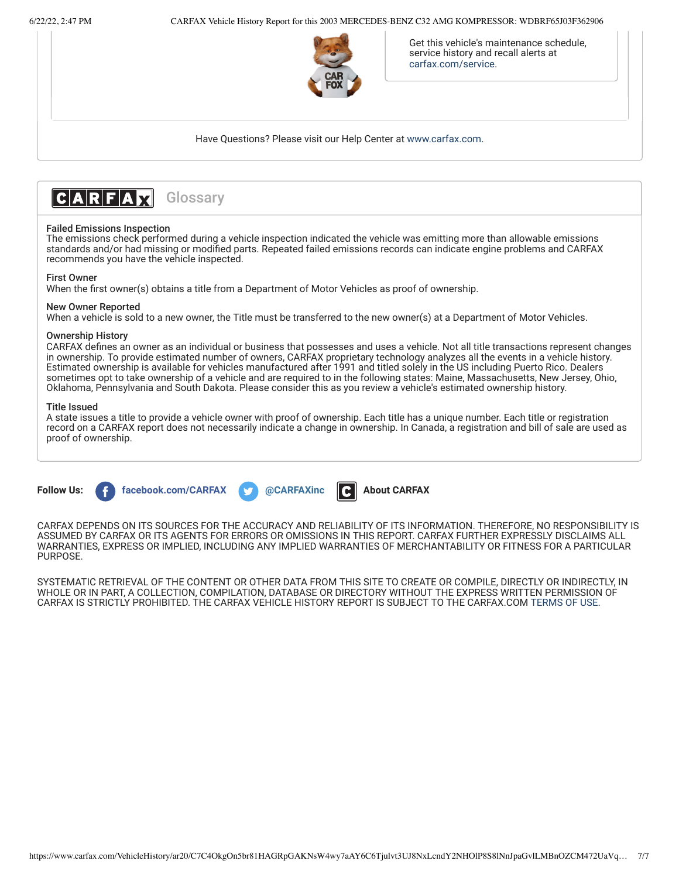Get this vehicle's maintenance schedule, service history and recall alerts at carfax.com/service.

Have Questions? Please visit our Help Center at www.carfax.com.

## CARFAX Glossary

**Failed Emissions Inspection**
The emissions check performed during a vehicle inspection indicated the vehicle was emitting more than allowable emissions standards and/or had missing or modified parts. Repeated failed emissions records can indicate engine problems and CARFAX recommends you have the vehicle inspected.

**First Owner**
When the first owner(s) obtains a title from a Department of Motor Vehicles as proof of ownership.

**New Owner Reported**
When a vehicle is sold to a new owner, the Title must be transferred to the new owner(s) at a Department of Motor Vehicles.

**Ownership History**
CARFAX defines an owner as an individual or business that possesses and uses a vehicle. Not all title transactions represent changes in ownership. To provide estimated number of owners, CARFAX proprietary technology analyzes all the events in a vehicle history. Estimated ownership is available for vehicles manufactured after 1991 and titled solely in the US including Puerto Rico. Dealers sometimes opt to take ownership of a vehicle and are required to in the following states: Maine, Massachusetts, New Jersey, Ohio, Oklahoma, Pennsylvania and South Dakota. Please consider this as you review a vehicle's estimated ownership history.

**Title Issued**
A state issues a title to provide a vehicle owner with proof of ownership. Each title has a unique number. Each title or registration record on a CARFAX report does not necessarily indicate a change in ownership. In Canada, a registration and bill of sale are used as proof of ownership.

**Follow Us:** facebook.com/CARFAX @CARFAXinc About CARFAX

CARFAX DEPENDS ON ITS SOURCES FOR THE ACCURACY AND RELIABILITY OF ITS INFORMATION. THEREFORE, NO RESPONSIBILITY IS ASSUMED BY CARFAX OR ITS AGENTS FOR ERRORS OR OMISSIONS IN THIS REPORT. CARFAX FURTHER EXPRESSLY DISCLAIMS ALL WARRANTIES, EXPRESS OR IMPLIED, INCLUDING ANY IMPLIED WARRANTIES OF MERCHANTABILITY OR FITNESS FOR A PARTICULAR PURPOSE.

SYSTEMATIC RETRIEVAL OF THE CONTENT OR OTHER DATA FROM THIS SITE TO CREATE OR COMPILE, DIRECTLY OR INDIRECTLY, IN WHOLE OR IN PART, A COLLECTION, COMPILATION, DATABASE OR DIRECTORY WITHOUT THE EXPRESS WRITTEN PERMISSION OF CARFAX IS STRICTLY PROHIBITED. THE CARFAX VEHICLE HISTORY REPORT IS SUBJECT TO THE CARFAX.COM TERMS OF USE.